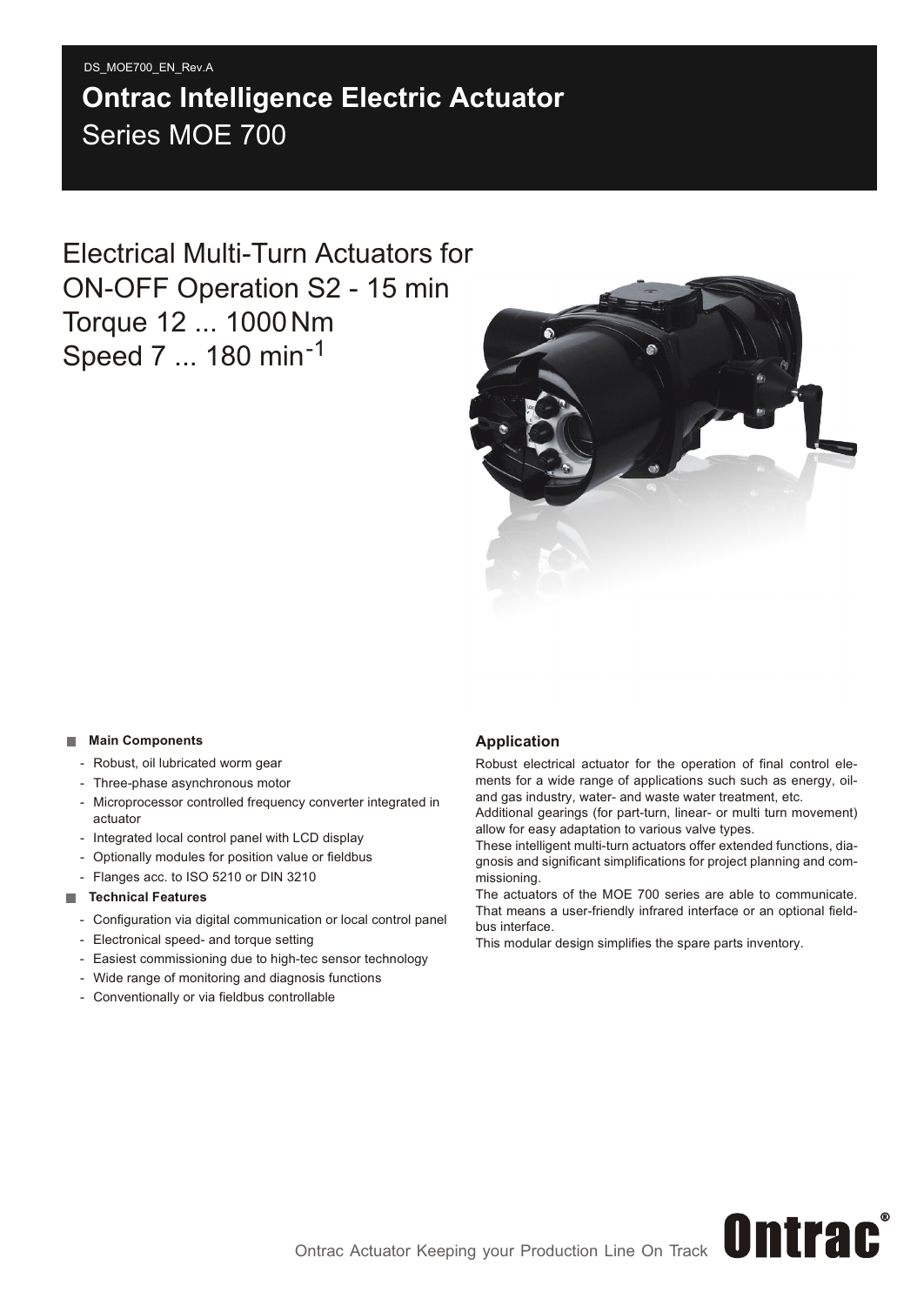DS_MOE700_EN_Rev.A

# Ontrac Intelligence Electric Actuator

Series MOE 700

## Electrical Multi-Turn Actuators for ON-OFF Operation S2 - 15 min Torque 12 ... 1000 Nm Speed 7 ... 180 min$^{-1}$

**Main Components**

- Robust, oil lubricated worm gear
- Three-phase asynchronous motor
- Microprocessor controlled frequency converter integrated in actuator
- Integrated local control panel with LCD display
- Optionally modules for position value or fieldbus
- Flanges acc. to ISO 5210 or DIN 3210

**Technical Features**

- Configuration via digital communication or local control panel
- Electronical speed- and torque setting
- Easiest commissioning due to high-tec sensor technology
- Wide range of monitoring and diagnosis functions
- Conventionally or via fieldbus controllable

### Application

Robust electrical actuator for the operation of final control elements for a wide range of applications such such as energy, oil- and gas industry, water- and waste water treatment, etc.

Additional gearings (for part-turn, linear- or multi turn movement) allow for easy adaptation to various valve types.

These intelligent multi-turn actuators offer extended functions, diagnosis and significant simplifications for project planning and commissioning.

The actuators of the MOE 700 series are able to communicate. That means a user-friendly infrared interface or an optional fieldbus interface.

This modular design simplifies the spare parts inventory.

Ontrac Actuator Keeping your Production Line On Track **Ontrac®**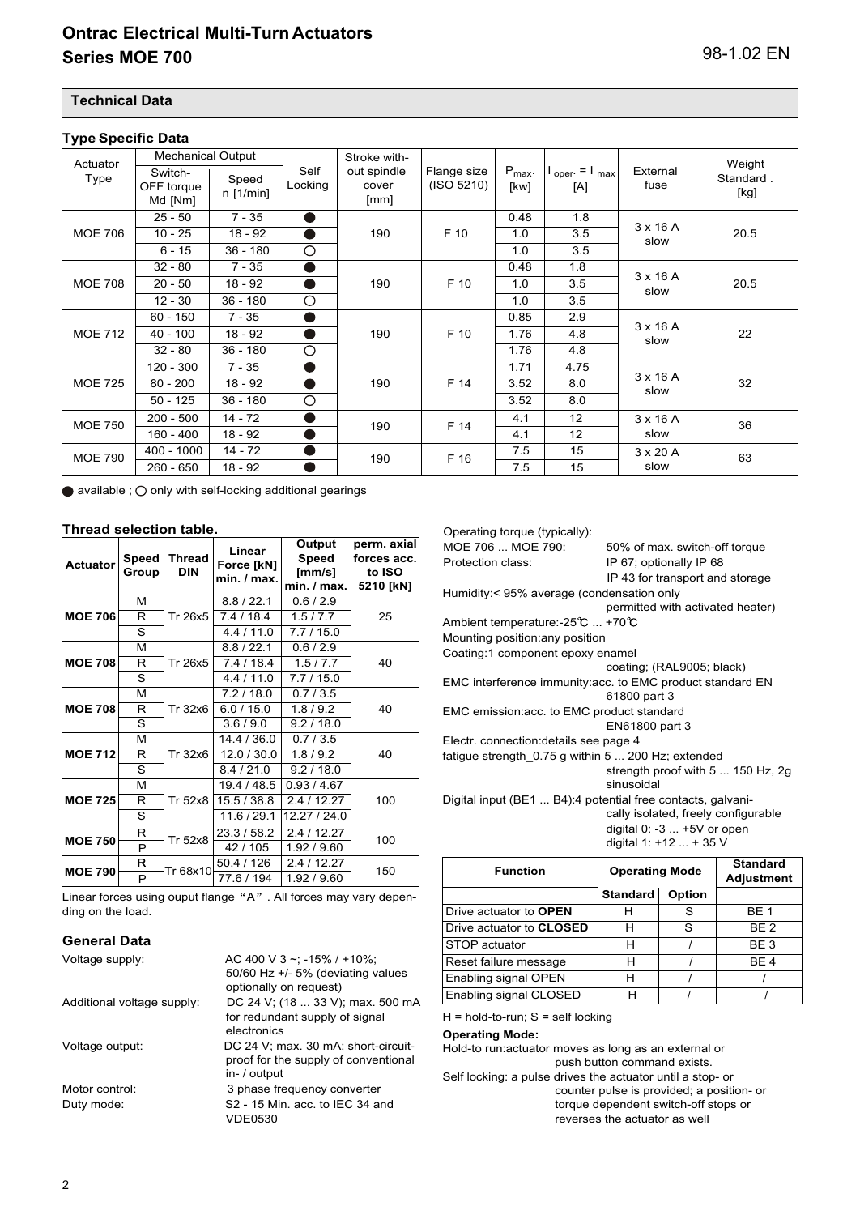## Technical Data

### Type Specific Data

| Actuator Type | Mechanical Output | | Self Locking | Stroke without spindle cover [mm] | Flange size (ISO 5210) | $P_{max.}$ [kW] | $I_{oper.} = I_{max}$ [A] | External fuse | Weight Standard . [kg] |
|---|---|---|---|---|---|---|---|---|---|
| | Switch-OFF torque Md [Nm] | Speed n [1/min] | | | | | | | |
| MOE 706 | 25 - 50 | 7 - 35 | ● | 190 | F 10 | 0.48 | 1.8 | 3 x 16 A slow | 20.5 |
| | 10 - 25 | 18 - 92 | ● | | | 1.0 | 3.5 | | |
| | 6 - 15 | 36 - 180 | ○ | | | 1.0 | 3.5 | | |
| MOE 708 | 32 - 80 | 7 - 35 | ● | 190 | F 10 | 0.48 | 1.8 | 3 x 16 A slow | 20.5 |
| | 20 - 50 | 18 - 92 | ● | | | 1.0 | 3.5 | | |
| | 12 - 30 | 36 - 180 | ○ | | | 1.0 | 3.5 | | |
| MOE 712 | 60 - 150 | 7 - 35 | ● | 190 | F 10 | 0.85 | 2.9 | 3 x 16 A slow | 22 |
| | 40 - 100 | 18 - 92 | ● | | | 1.76 | 4.8 | | |
| | 32 - 80 | 36 - 180 | ○ | | | 1.76 | 4.8 | | |
| MOE 725 | 120 - 300 | 7 - 35 | ● | 190 | F 14 | 1.71 | 4.75 | 3 x 16 A slow | 32 |
| | 80 - 200 | 18 - 92 | ● | | | 3.52 | 8.0 | | |
| | 50 - 125 | 36 - 180 | ○ | | | 3.52 | 8.0 | | |
| MOE 750 | 200 - 500 | 14 - 72 | ● | 190 | F 14 | 4.1 | 12 | 3 x 16 A slow | 36 |
| | 160 - 400 | 18 - 92 | ● | | | 4.1 | 12 | | |
| MOE 790 | 400 - 1000 | 14 - 72 | ● | 190 | F 16 | 7.5 | 15 | 3 x 20 A slow | 63 |
| | 260 - 650 | 18 - 92 | ● | | | 7.5 | 15 | | |

● available ; ○ only with self-locking additional gearings

### Thread selection table.

| Actuator | Speed Group | Thread DIN | Linear Force [kN] min. / max. | Output Speed [mm/s] min. / max. | perm. axial forces acc. to ISO 5210 [kN] |
|---|---|---|---|---|---|
| MOE 706 | M | Tr 26x5 | 8.8 / 22.1 | 0.6 / 2.9 | 25 |
| | R | | 7.4 / 18.4 | 1.5 / 7.7 | |
| | S | | 4.4 / 11.0 | 7.7 / 15.0 | |
| MOE 708 | M | Tr 26x5 | 8.8 / 22.1 | 0.6 / 2.9 | 40 |
| | R | | 7.4 / 18.4 | 1.5 / 7.7 | |
| | S | | 4.4 / 11.0 | 7.7 / 15.0 | |
| MOE 708 | M | Tr 32x6 | 7.2 / 18.0 | 0.7 / 3.5 | 40 |
| | R | | 6.0 / 15.0 | 1.8 / 9.2 | |
| | S | | 3.6 / 9.0 | 9.2 / 18.0 | |
| MOE 712 | M | Tr 32x6 | 14.4 / 36.0 | 0.7 / 3.5 | 40 |
| | R | | 12.0 / 30.0 | 1.8 / 9.2 | |
| | S | | 8.4 / 21.0 | 9.2 / 18.0 | |
| MOE 725 | M | Tr 52x8 | 19.4 / 48.5 | 0.93 / 4.67 | 100 |
| | R | | 15.5 / 38.8 | 2.4 / 12.27 | |
| | S | | 11.6 / 29.1 | 12.27 / 24.0 | |
| MOE 750 | R | Tr 52x8 | 23.3 / 58.2 | 2.4 / 12.27 | 100 |
| | P | | 42 / 105 | 1.92 / 9.60 | |
| MOE 790 | R | Tr 68x10 | 50.4 / 126 | 2.4 / 12.27 | 150 |
| | P | | 77.6 / 194 | 1.92 / 9.60 | |

Linear forces using ouput flange "A". All forces may vary depending on the load.

### General Data

Voltage supply: AC 400 V 3 ~; -15% / +10%; 50/60 Hz +/- 5% (deviating values optionally on request)

Additional voltage supply: DC 24 V; (18 ... 33 V); max. 500 mA for redundant supply of signal electronics

Voltage output: DC 24 V; max. 30 mA; short-circuit-proof for the supply of conventional in- / output

Motor control: 3 phase frequency converter

Duty mode: S2 - 15 Min. acc. to IEC 34 and VDE0530

Operating torque (typically):
MOE 706 ... MOE 790: 50% of max. switch-off torque

Protection class: IP 67; optionally IP 68
IP 43 for transport and storage

Humidity: < 95% average (condensation only permitted with activated heater)

Ambient temperature: -25℃ ... +70℃

Mounting position: any position

Coating: 1 component epoxy enamel coating; (RAL9005; black)

EMC interference immunity: acc. to EMC product standard EN 61800 part 3

EMC emission: acc. to EMC product standard EN61800 part 3

Electr. connection: details see page 4

fatigue strength_0.75 g within 5 ... 200 Hz; extended strength proof with 5 ... 150 Hz, 2g sinusoidal

Digital input (BE1 ... B4): 4 potential free contacts, galvanically isolated, freely configurable
digital 0: -3 ... +5V or open
digital 1: +12 ... + 35 V

| Function | Operating Mode | | Standard Adjustment |
|---|---|---|---|
| | Standard | Option | |
| Drive actuator to **OPEN** | H | S | BE 1 |
| Drive actuator to **CLOSED** | H | S | BE 2 |
| STOP actuator | H | / | BE 3 |
| Reset failure message | H | / | BE 4 |
| Enabling signal OPEN | H | / | / |
| Enabling signal CLOSED | H | / | / |

H = hold-to-run; S = self locking

**Operating Mode:**

Hold-to run: actuator moves as long as an external or push button command exists.

Self locking: a pulse drives the actuator until a stop- or counter pulse is provided; a position- or torque dependent switch-off stops or reverses the actuator as well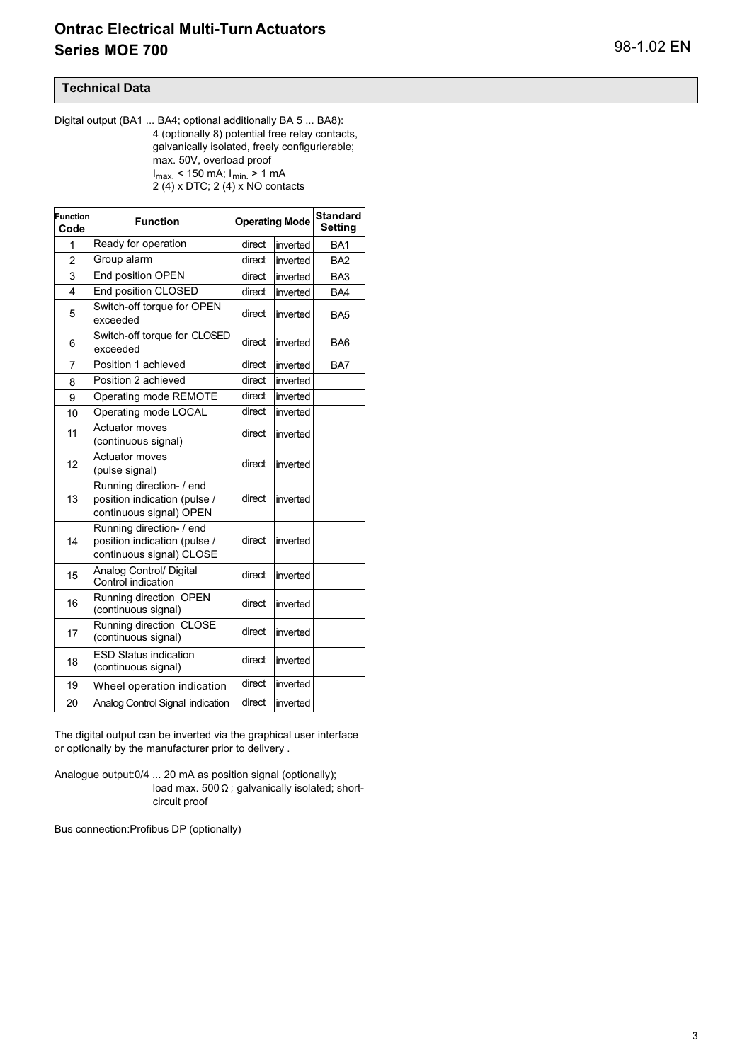## Technical Data

Digital output (BA1 ... BA4; optional additionally BA 5 ... BA8):
4 (optionally 8) potential free relay contacts, galvanically isolated, freely configurierable; max. 50V, overload proof
$I_{max.}$ < 150 mA; $I_{min.}$ > 1 mA
2 (4) x DTC; 2 (4) x NO contacts

| Function Code | Function | Operating Mode | | Standard Setting |
|---|---|---|---|---|
| 1 | Ready for operation | direct | inverted | BA1 |
| 2 | Group alarm | direct | inverted | BA2 |
| 3 | End position OPEN | direct | inverted | BA3 |
| 4 | End position CLOSED | direct | inverted | BA4 |
| 5 | Switch-off torque for OPEN exceeded | direct | inverted | BA5 |
| 6 | Switch-off torque for CLOSED exceeded | direct | inverted | BA6 |
| 7 | Position 1 achieved | direct | inverted | BA7 |
| 8 | Position 2 achieved | direct | inverted | |
| 9 | Operating mode REMOTE | direct | inverted | |
| 10 | Operating mode LOCAL | direct | inverted | |
| 11 | Actuator moves (continuous signal) | direct | inverted | |
| 12 | Actuator moves (pulse signal) | direct | inverted | |
| 13 | Running direction- / end position indication (pulse / continuous signal) OPEN | direct | inverted | |
| 14 | Running direction- / end position indication (pulse / continuous signal) CLOSE | direct | inverted | |
| 15 | Analog Control/ Digital Control indication | direct | inverted | |
| 16 | Running direction OPEN (continuous signal) | direct | inverted | |
| 17 | Running direction CLOSE (continuous signal) | direct | inverted | |
| 18 | ESD Status indication (continuous signal) | direct | inverted | |
| 19 | Wheel operation indication | direct | inverted | |
| 20 | Analog Control Signal indication | direct | inverted | |

The digital output can be inverted via the graphical user interface or optionally by the manufacturer prior to delivery .

Analogue output: 0/4 ... 20 mA as position signal (optionally); load max. 500 Ω ; galvanically isolated; short-circuit proof

Bus connection: Profibus DP (optionally)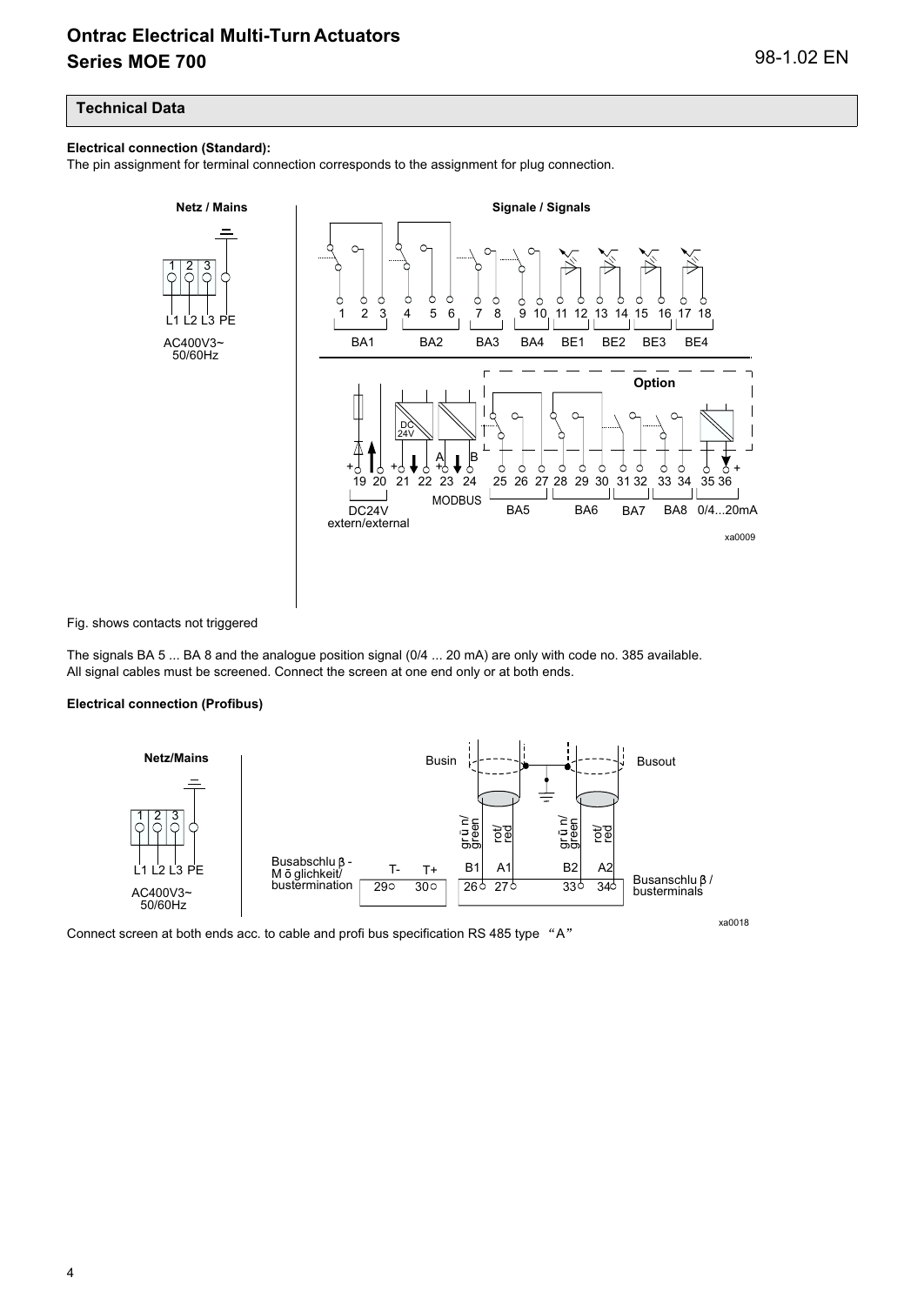## Technical Data

**Electrical connection (Standard):**

The pin assignment for terminal connection corresponds to the assignment for plug connection.

Fig. shows contacts not triggered

The signals BA 5 ... BA 8 and the analogue position signal (0/4 ... 20 mA) are only with code no. 385 available.
All signal cables must be screened. Connect the screen at one end only or at both ends.

**Electrical connection (Profibus)**

Connect screen at both ends acc. to cable and profi bus specification RS 485 type “A”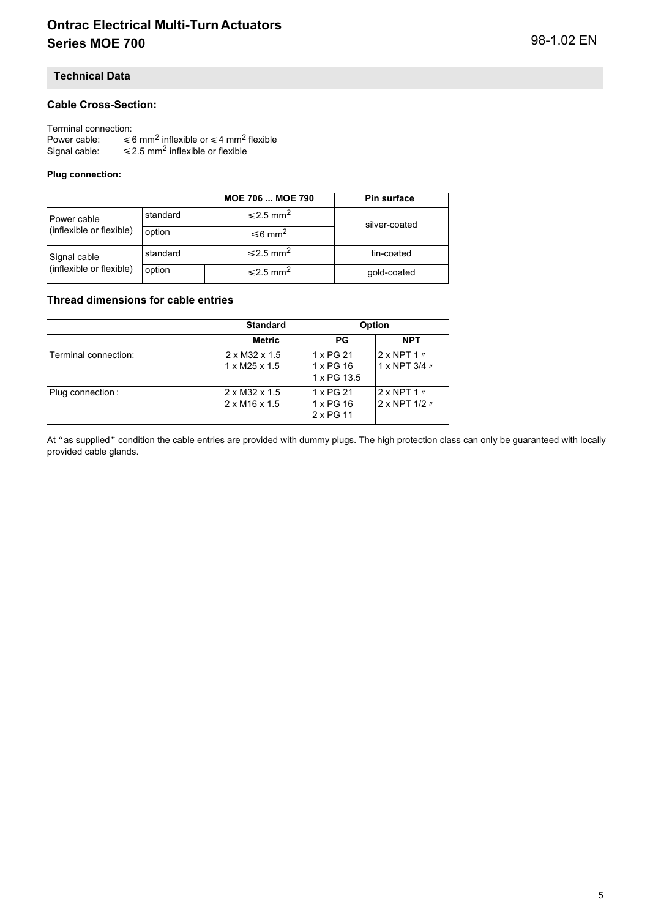## Technical Data

### Cable Cross-Section:

Terminal connection:
Power cable: ≤6 $mm^2$ inflexible or ≤4 $mm^2$ flexible
Signal cable: ≤2.5 $mm^2$ inflexible or flexible

#### Plug connection:

| | | MOE 706 ... MOE 790 | Pin surface |
|---|---|---|---|
| Power cable (inflexible or flexible) | standard | ≤2.5 $mm^2$ | silver-coated |
| | option | ≤6 $mm^2$ | |
| Signal cable (inflexible or flexible) | standard | ≤2.5 $mm^2$ | tin-coated |
| | option | ≤2.5 $mm^2$ | gold-coated |

### Thread dimensions for cable entries

| | Standard | Option | |
|---|---|---|---|
| | Metric | PG | NPT |
| Terminal connection: | 2 x M32 x 1.5<br>1 x M25 x 1.5 | 1 x PG 21<br>1 x PG 16<br>1 x PG 13.5 | 2 x NPT 1 ″<br>1 x NPT 3/4 ″ |
| Plug connection : | 2 x M32 x 1.5<br>2 x M16 x 1.5 | 1 x PG 21<br>1 x PG 16<br>2 x PG 11 | 2 x NPT 1 ″<br>2 x NPT 1/2 ″ |

At "as supplied" condition the cable entries are provided with dummy plugs. The high protection class can only be guaranteed with locally provided cable glands.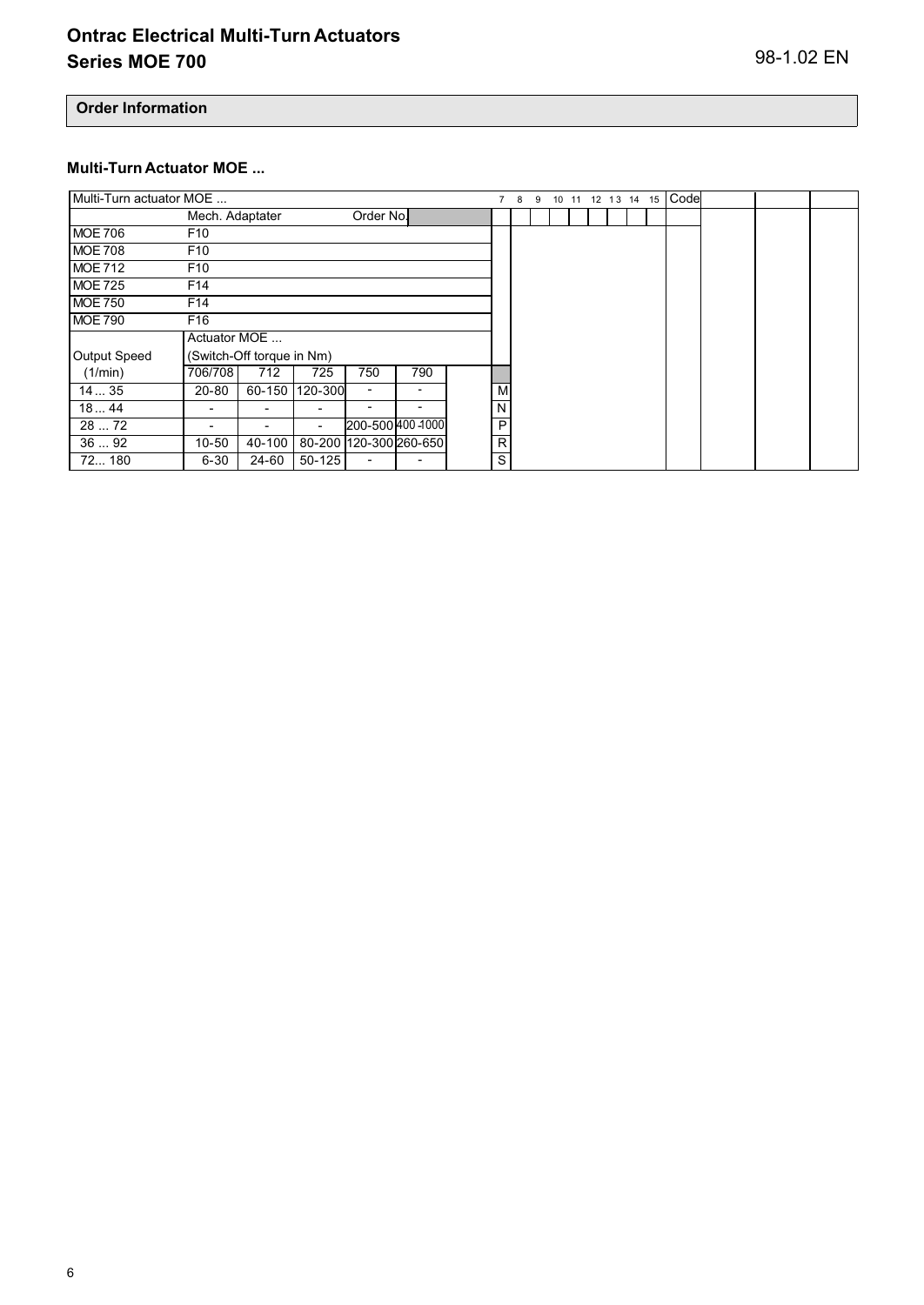## Order Information

### Multi-Turn Actuator MOE ...

| Multi-Turn actuator MOE ... | | | | | | | 7 | 8 | 9 | 10 | 11 | 12 | 13 | 14 | 15 | Code |
|---|---|---|---|---|---|---|---|---|---|---|---|---|---|---|---|---|
| | Mech. Adaptater | | | Order No. | | | | | | | | | | | | |
| MOE 706 | F10 | | | | | | | | | | | | | | | |
| MOE 708 | F10 | | | | | | | | | | | | | | | |
| MOE 712 | F10 | | | | | | | | | | | | | | | |
| MOE 725 | F14 | | | | | | | | | | | | | | | |
| MOE 750 | F14 | | | | | | | | | | | | | | | |
| MOE 790 | F16 | | | | | | | | | | | | | | | |
| | Actuator MOE ... | | | | | | | | | | | | | | | |
| Output Speed | (Switch-Off torque in Nm) | | | | | | | | | | | | | | | |
| (1/min) | 706/708 | 712 | 725 | 750 | 790 | | | | | | | | | | | |
| 14 ... 35 | 20-80 | 60-150 | 120-300 | - | - | | M | | | | | | | | | |
| 18 ... 44 | - | - | - | - | - | | N | | | | | | | | | |
| 28 ... 72 | - | - | - | 200-500 | 400-1000 | | P | | | | | | | | | |
| 36 ... 92 | 10-50 | 40-100 | 80-200 | 120-300 | 260-650 | | R | | | | | | | | | |
| 72... 180 | 6-30 | 24-60 | 50-125 | - | - | | S | | | | | | | | | |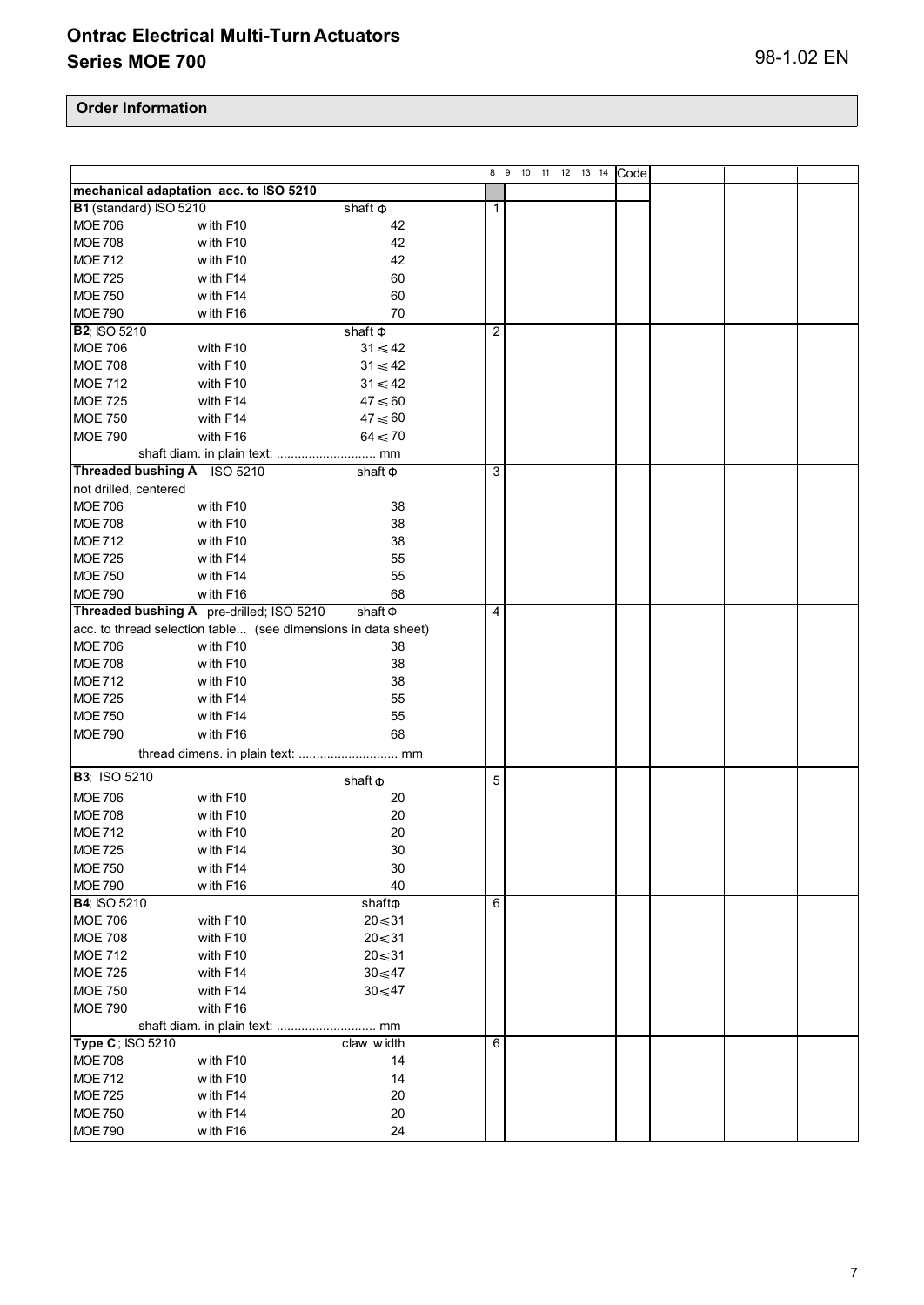## Order Information

| | | | 8 | 9 10 11 12 13 14 | Code | | | |
|---|---|---|---|---|---|---|---|---|
| **mechanical adaptation acc. to ISO 5210** | | | | | | | | |
| **B1** (standard) ISO 5210 | | shaft Φ | 1 | | | | | |
| MOE 706 | with F10 | 42 | | | | | | |
| MOE 708 | with F10 | 42 | | | | | | |
| MOE 712 | with F10 | 42 | | | | | | |
| MOE 725 | with F14 | 60 | | | | | | |
| MOE 750 | with F14 | 60 | | | | | | |
| MOE 790 | with F16 | 70 | | | | | | |
| **B2**; ISO 5210 | | shaft Φ | 2 | | | | | |
| MOE 706 | with F10 | 31 ≤ 42 | | | | | | |
| MOE 708 | with F10 | 31 ≤ 42 | | | | | | |
| MOE 712 | with F10 | 31 ≤ 42 | | | | | | |
| MOE 725 | with F14 | 47 ≤ 60 | | | | | | |
| MOE 750 | with F14 | 47 ≤ 60 | | | | | | |
| MOE 790 | with F16 | 64 ≤ 70 | | | | | | |
| | shaft diam. in plain text: ............................ mm | | | | | | | |
| **Threaded bushing A** ISO 5210 | | shaft Φ | 3 | | | | | |
| not drilled, centered | | | | | | | | |
| MOE 706 | with F10 | 38 | | | | | | |
| MOE 708 | with F10 | 38 | | | | | | |
| MOE 712 | with F10 | 38 | | | | | | |
| MOE 725 | with F14 | 55 | | | | | | |
| MOE 750 | with F14 | 55 | | | | | | |
| MOE 790 | with F16 | 68 | | | | | | |
| **Threaded bushing A** pre-drilled; ISO 5210 | | shaft Φ | 4 | | | | | |
| acc. to thread selection table... (see dimensions in data sheet) | | | | | | | | |
| MOE 706 | with F10 | 38 | | | | | | |
| MOE 708 | with F10 | 38 | | | | | | |
| MOE 712 | with F10 | 38 | | | | | | |
| MOE 725 | with F14 | 55 | | | | | | |
| MOE 750 | with F14 | 55 | | | | | | |
| MOE 790 | with F16 | 68 | | | | | | |
| | thread dimens. in plain text: ............................ mm | | | | | | | |
| **B3**; ISO 5210 | | shaft Φ | 5 | | | | | |
| MOE 706 | with F10 | 20 | | | | | | |
| MOE 708 | with F10 | 20 | | | | | | |
| MOE 712 | with F10 | 20 | | | | | | |
| MOE 725 | with F14 | 30 | | | | | | |
| MOE 750 | with F14 | 30 | | | | | | |
| MOE 790 | with F16 | 40 | | | | | | |
| **B4**; ISO 5210 | | shaftΦ | 6 | | | | | |
| MOE 706 | with F10 | 20≤31 | | | | | | |
| MOE 708 | with F10 | 20≤31 | | | | | | |
| MOE 712 | with F10 | 20≤31 | | | | | | |
| MOE 725 | with F14 | 30≤47 | | | | | | |
| MOE 750 | with F14 | 30≤47 | | | | | | |
| MOE 790 | with F16 | | | | | | | |
| | shaft diam. in plain text: ............................ mm | | | | | | | |
| **Type C**; ISO 5210 | | claw width | 6 | | | | | |
| MOE 708 | with F10 | 14 | | | | | | |
| MOE 712 | with F10 | 14 | | | | | | |
| MOE 725 | with F14 | 20 | | | | | | |
| MOE 750 | with F14 | 20 | | | | | | |
| MOE 790 | with F16 | 24 | | | | | | |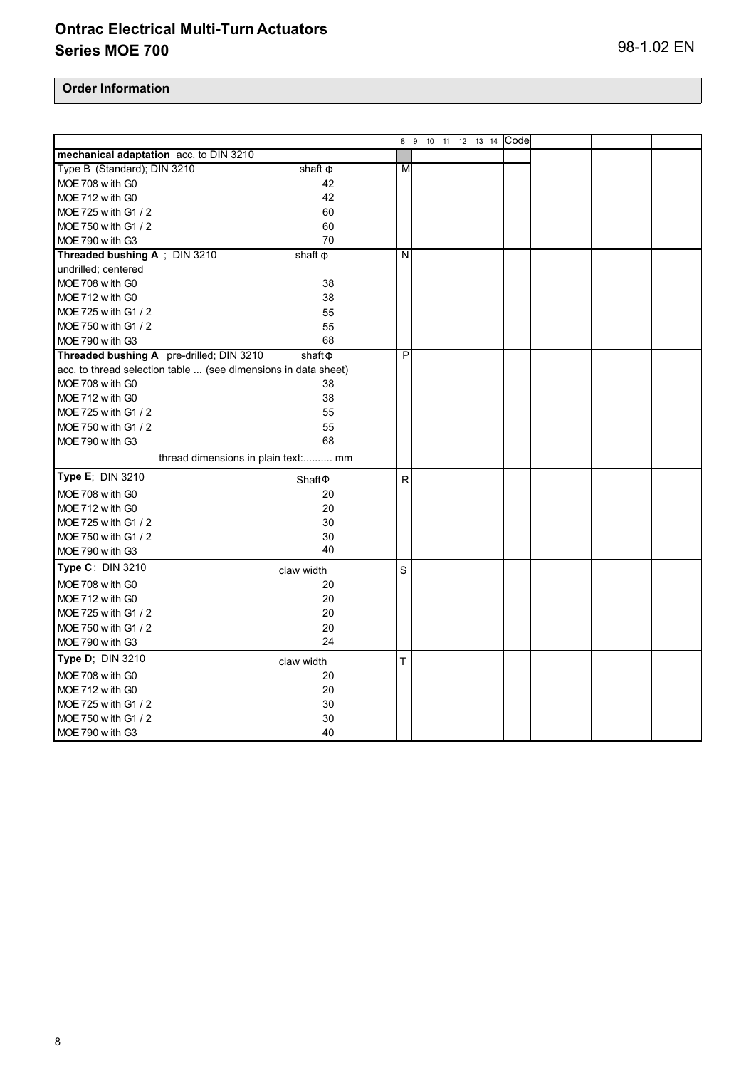# Ontrac Electrical Multi-Turn Actuators
## Series MOE 700

98-1.02 EN

### Order Information

| | | 8 | 9 10 11 12 13 14 | Code | | | |
|---|---|---|---|---|---|---|---|
| **mechanical adaptation** acc. to DIN 3210 | | | | | | | |
| Type B (Standard); DIN 3210 | shaft Φ | M | | | | | |
| MOE 708 with G0 | 42 | | | | | | |
| MOE 712 with G0 | 42 | | | | | | |
| MOE 725 with G1 / 2 | 60 | | | | | | |
| MOE 750 with G1 / 2 | 60 | | | | | | |
| MOE 790 with G3 | 70 | | | | | | |
| **Threaded bushing A** ; DIN 3210 | shaft Φ | N | | | | | |
| undrilled; centered | | | | | | | |
| MOE 708 with G0 | 38 | | | | | | |
| MOE 712 with G0 | 38 | | | | | | |
| MOE 725 with G1 / 2 | 55 | | | | | | |
| MOE 750 with G1 / 2 | 55 | | | | | | |
| MOE 790 with G3 | 68 | | | | | | |
| **Threaded bushing A** pre-drilled; DIN 3210 | shaft Φ | P | | | | | |
| acc. to thread selection table ... (see dimensions in data sheet) | | | | | | | |
| MOE 708 with G0 | 38 | | | | | | |
| MOE 712 with G0 | 38 | | | | | | |
| MOE 725 with G1 / 2 | 55 | | | | | | |
| MOE 750 with G1 / 2 | 55 | | | | | | |
| MOE 790 with G3 | 68 | | | | | | |
| thread dimensions in plain text:.......... mm | | | | | | | |
| **Type E**; DIN 3210 | Shaft Φ | R | | | | | |
| MOE 708 with G0 | 20 | | | | | | |
| MOE 712 with G0 | 20 | | | | | | |
| MOE 725 with G1 / 2 | 30 | | | | | | |
| MOE 750 with G1 / 2 | 30 | | | | | | |
| MOE 790 with G3 | 40 | | | | | | |
| **Type C**; DIN 3210 | claw width | S | | | | | |
| MOE 708 with G0 | 20 | | | | | | |
| MOE 712 with G0 | 20 | | | | | | |
| MOE 725 with G1 / 2 | 20 | | | | | | |
| MOE 750 with G1 / 2 | 20 | | | | | | |
| MOE 790 with G3 | 24 | | | | | | |
| **Type D**; DIN 3210 | claw width | T | | | | | |
| MOE 708 with G0 | 20 | | | | | | |
| MOE 712 with G0 | 20 | | | | | | |
| MOE 725 with G1 / 2 | 30 | | | | | | |
| MOE 750 with G1 / 2 | 30 | | | | | | |
| MOE 790 with G3 | 40 | | | | | | |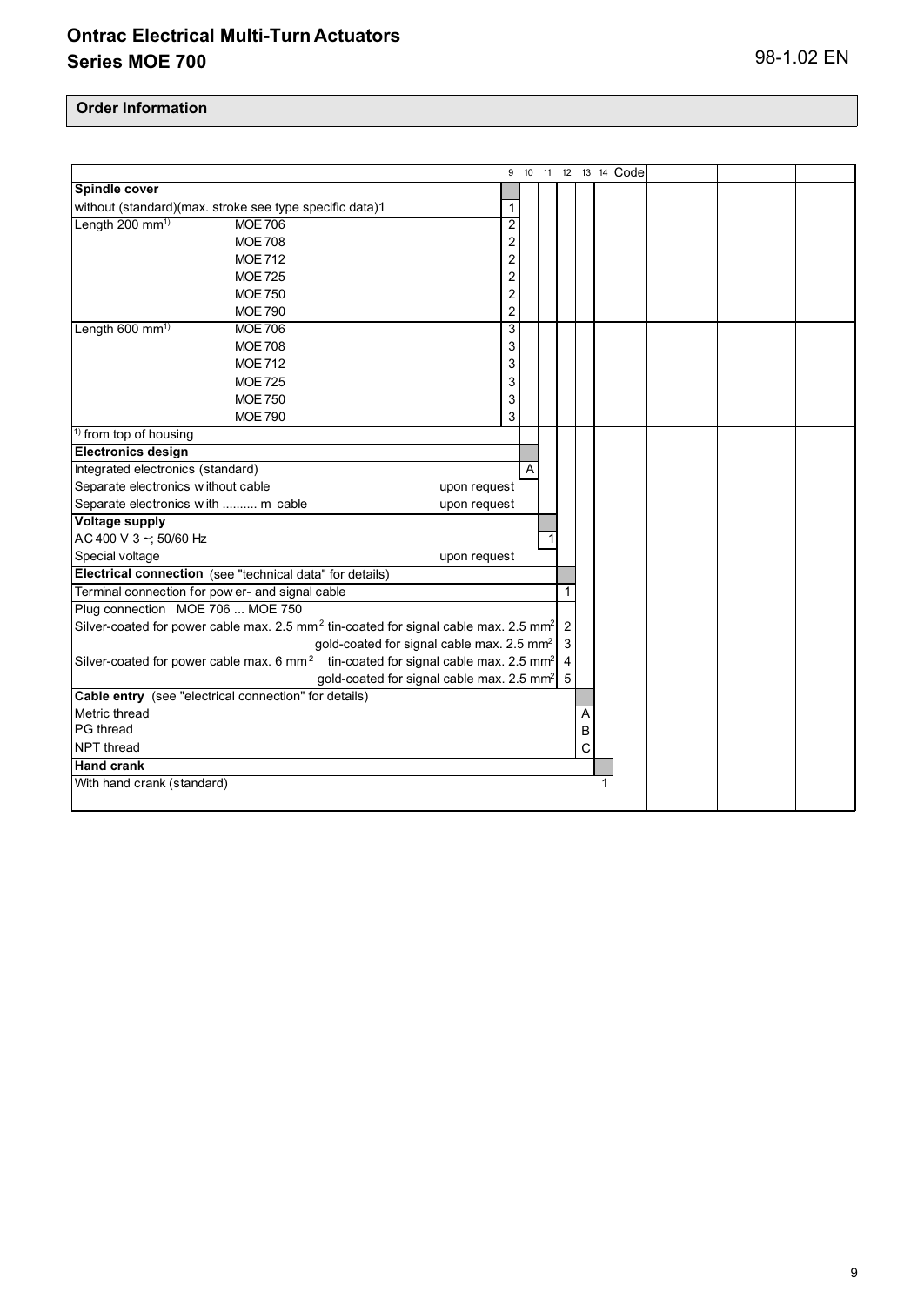# Ontrac Electrical Multi-Turn Actuators
## Series MOE 700

98-1.02 EN

### Order Information

| | | | 9 | 10 | 11 | 12 | 13 | 14 | Code | | | |
|---|---|---|---|---|---|---|---|---|---|---|---|---|
| **Spindle cover** | | | | | | | | | | | | |
| without (standard)(max. stroke see type specific data)1 | | | 1 | | | | | | | | | |
| Length 200 mm[1] | MOE 706 | | 2 | | | | | | | | | |
| | MOE 708 | | 2 | | | | | | | | | |
| | MOE 712 | | 2 | | | | | | | | | |
| | MOE 725 | | 2 | | | | | | | | | |
| | MOE 750 | | 2 | | | | | | | | | |
| | MOE 790 | | 2 | | | | | | | | | |
| Length 600 mm[1] | MOE 706 | | 3 | | | | | | | | | |
| | MOE 708 | | 3 | | | | | | | | | |
| | MOE 712 | | 3 | | | | | | | | | |
| | MOE 725 | | 3 | | | | | | | | | |
| | MOE 750 | | 3 | | | | | | | | | |
| | MOE 790 | | 3 | | | | | | | | | |
| [1] from top of housing | | | | | | | | | | | | |
| **Electronics design** | | | | | | | | | | | | |
| Integrated electronics (standard) | | | | A | | | | | | | | |
| Separate electronics without cable | | upon request | | | | | | | | | | |
| Separate electronics with .......... m cable | | upon request | | | | | | | | | | |
| **Voltage supply** | | | | | | | | | | | | |
| AC 400 V 3 ~; 50/60 Hz | | | | | 1 | | | | | | | |
| Special voltage | | upon request | | | | | | | | | | |
| **Electrical connection** (see "technical data" for details) | | | | | | | | | | | | |
| Terminal connection for power- and signal cable | | | | | | 1 | | | | | | |
| Plug connection MOE 706 ... MOE 750 | | | | | | | | | | | | |
| Silver-coated for power cable max. 2.5 mm² | tin-coated for signal cable max. 2.5 mm² | | | | | 2 | | | | | | |
| | gold-coated for signal cable max. 2.5 mm² | | | | | 3 | | | | | | |
| Silver-coated for power cable max. 6 mm² | tin-coated for signal cable max. 2.5 mm² | | | | | 4 | | | | | | |
| | gold-coated for signal cable max. 2.5 mm² | | | | | 5 | | | | | | |
| **Cable entry** (see "electrical connection" for details) | | | | | | | | | | | | |
| Metric thread | | | | | | | A | | | | | |
| PG thread | | | | | | | B | | | | | |
| NPT thread | | | | | | | C | | | | | |
| **Hand crank** | | | | | | | | | | | | |
| With hand crank (standard) | | | | | | | | 1 | | | | |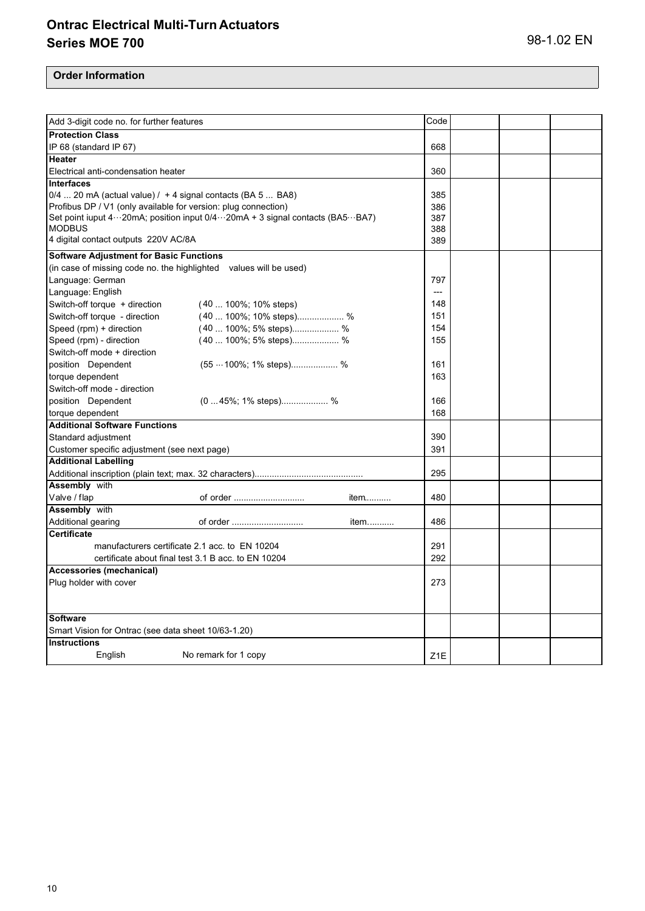## Order Information

| Add 3-digit code no. for further features | | | Code | | | |
|---|---|---|---|---|---|---|
| **Protection Class** | | | | | | |
| IP 68 (standard IP 67) | | | 668 | | | |
| **Heater** | | | | | | |
| Electrical anti-condensation heater | | | 360 | | | |
| **Interfaces** | | | | | | |
| 0/4 ... 20 mA (actual value) / + 4 signal contacts (BA 5 ... BA8) | | | 385 | | | |
| Profibus DP / V1 (only available for version: plug connection) | | | 386 | | | |
| Set point iuput 4···20mA; position input 0/4···20mA + 3 signal contacts (BA5···BA7) | | | 387 | | | |
| MODBUS | | | 388 | | | |
| 4 digital contact outputs 220V AC/8A | | | 389 | | | |
| **Software Adjustment for Basic Functions** | | | | | | |
| (in case of missing code no. the highlighted values will be used) | | | | | | |
| Language: German | | | 797 | | | |
| Language: English | | | --- | | | |
| Switch-off torque + direction | (40 ... 100%; 10% steps) | | 148 | | | |
| Switch-off torque - direction | (40 ... 100%; 10% steps)................... % | | 151 | | | |
| Speed (rpm) + direction | (40 ... 100%; 5% steps)................... % | | 154 | | | |
| Speed (rpm) - direction | (40 ... 100%; 5% steps)................... % | | 155 | | | |
| Switch-off mode + direction | | | | | | |
| position Dependent | (55 ···100%; 1% steps)................... % | | 161 | | | |
| torque dependent | | | 163 | | | |
| Switch-off mode - direction | | | | | | |
| position Dependent | (0 ... 45%; 1% steps)................... % | | 166 | | | |
| torque dependent | | | 168 | | | |
| **Additional Software Functions** | | | | | | |
| Standard adjustment | | | 390 | | | |
| Customer specific adjustment (see next page) | | | 391 | | | |
| **Additional Labelling** | | | | | | |
| Additional inscription (plain text; max. 32 characters)........................................... | | | 295 | | | |
| **Assembly** with | | | | | | |
| Valve / flap | of order ............................ | item.......... | 480 | | | |
| **Assembly** with | | | | | | |
| Additional gearing | of order ............................ | item.......... | 486 | | | |
| **Certificate** | | | | | | |
| manufacturers certificate 2.1 acc. to EN 10204 | | | 291 | | | |
| certificate about final test 3.1 B acc. to EN 10204 | | | 292 | | | |
| **Accessories (mechanical)** | | | | | | |
| Plug holder with cover | | | 273 | | | |
| **Software** | | | | | | |
| Smart Vision for Ontrac (see data sheet 10/63-1.20) | | | | | | |
| **Instructions** | | | | | | |
| English | No remark for 1 copy | | Z1E | | | |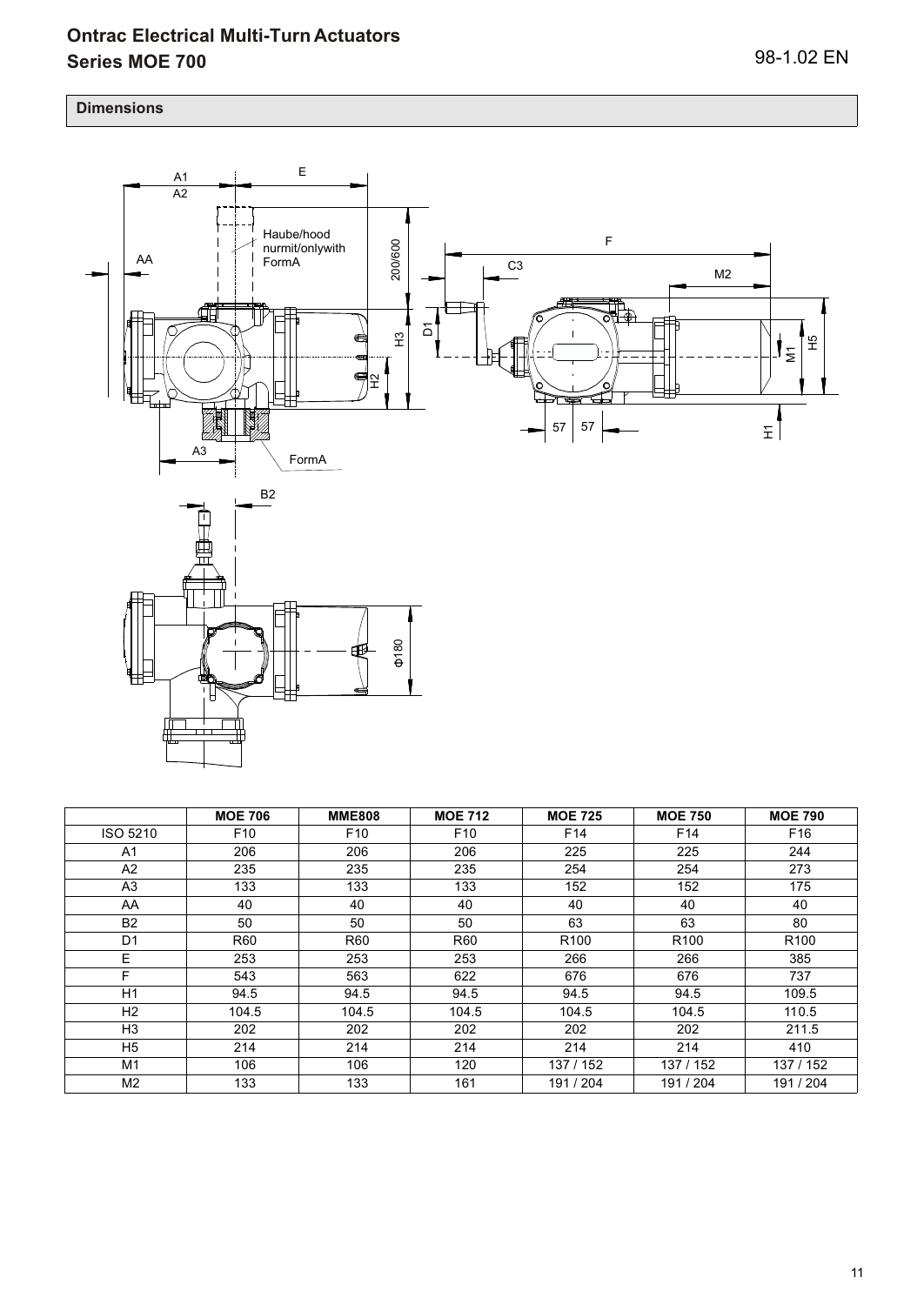## Dimensions

| | MOE 706 | MME808 | MOE 712 | MOE 725 | MOE 750 | MOE 790 |
|---|---|---|---|---|---|---|
| ISO 5210 | F10 | F10 | F10 | F14 | F14 | F16 |
| A1 | 206 | 206 | 206 | 225 | 225 | 244 |
| A2 | 235 | 235 | 235 | 254 | 254 | 273 |
| A3 | 133 | 133 | 133 | 152 | 152 | 175 |
| AA | 40 | 40 | 40 | 40 | 40 | 40 |
| B2 | 50 | 50 | 50 | 63 | 63 | 80 |
| D1 | R60 | R60 | R60 | R100 | R100 | R100 |
| E | 253 | 253 | 253 | 266 | 266 | 385 |
| F | 543 | 563 | 622 | 676 | 676 | 737 |
| H1 | 94.5 | 94.5 | 94.5 | 94.5 | 94.5 | 109.5 |
| H2 | 104.5 | 104.5 | 104.5 | 104.5 | 104.5 | 110.5 |
| H3 | 202 | 202 | 202 | 202 | 202 | 211.5 |
| H5 | 214 | 214 | 214 | 214 | 214 | 410 |
| M1 | 106 | 106 | 120 | 137 / 152 | 137 / 152 | 137 / 152 |
| M2 | 133 | 133 | 161 | 191 / 204 | 191 / 204 | 191 / 204 |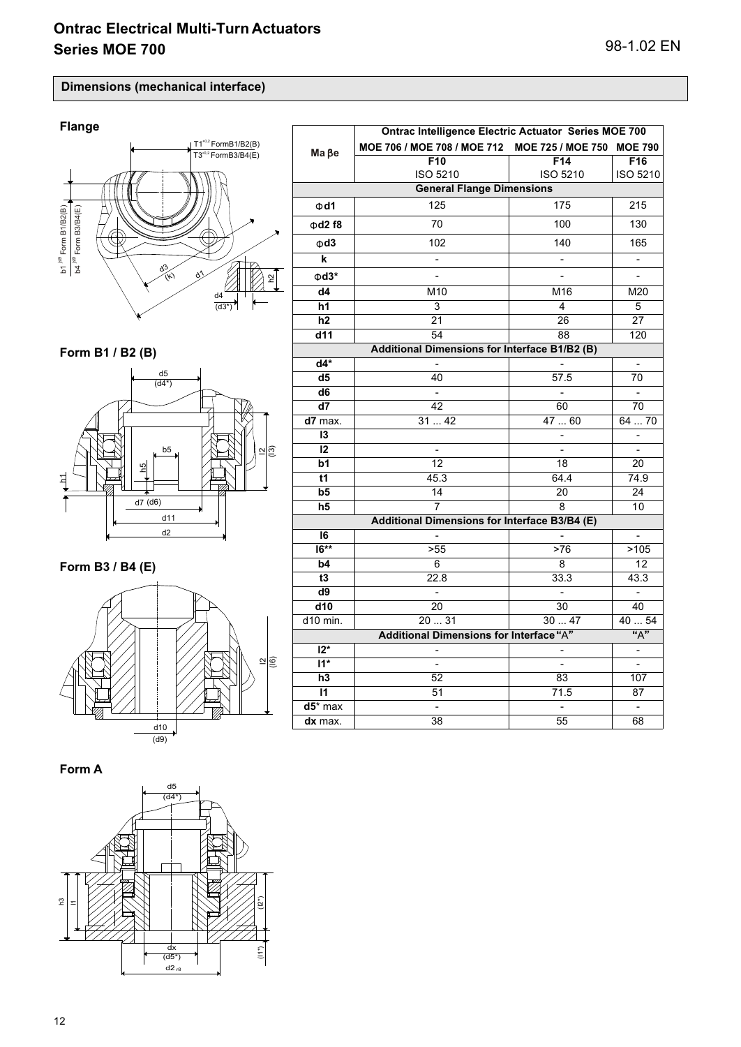## Dimensions (mechanical interface)

### Flange

T1$^{+0.2}$ FormB1/B2(B)
T3$^{+0.2}$ FormB3/B4(E)

b1 $^{JS9}$ Form B1/B2(B)
b4 $^{JS9}$ Form B3/B4(E)

d3 (k)
d1
d4 (d3*)
h2

### Form B1 / B2 (B)

d5 (d4*)
b5
h5
h1
l2 (l3)
d7 (d6)
d11
d2

### Form B3 / B4 (E)

l2 (l6)
d10 (d9)

### Form A

d5 (d4*)
h3
l1
(l2*)
(l1*)
dx (d5*)
d2 $_{f8}$

| Maβe | Ontrac Intelligence Electric Actuator Series MOE 700 | | |
|---|---|---|---|
| | MOE 706 / MOE 708 / MOE 712 | MOE 725 / MOE 750 | MOE 790 |
| | F10 ISO 5210 | F14 ISO 5210 | F16 ISO 5210 |
| **General Flange Dimensions** | | | |
| Φd1 | 125 | 175 | 215 |
| Φd2 f8 | 70 | 100 | 130 |
| Φd3 | 102 | 140 | 165 |
| k | - | - | - |
| Φd3* | - | - | - |
| d4 | M10 | M16 | M20 |
| h1 | 3 | 4 | 5 |
| h2 | 21 | 26 | 27 |
| d11 | 54 | 88 | 120 |
| **Additional Dimensions for Interface B1/B2 (B)** | | | |
| d4* | - | - | - |
| d5 | 40 | 57.5 | 70 |
| d6 | - | - | - |
| d7 | 42 | 60 | 70 |
| d7 max. | 31 ... 42 | 47 ... 60 | 64 ... 70 |
| l3 | | - | - |
| l2 | - | - | - |
| b1 | 12 | 18 | 20 |
| t1 | 45.3 | 64.4 | 74.9 |
| b5 | 14 | 20 | 24 |
| h5 | 7 | 8 | 10 |
| **Additional Dimensions for Interface B3/B4 (E)** | | | |
| l6 | - | - | - |
| l6** | >55 | >76 | >105 |
| b4 | 6 | 8 | 12 |
| t3 | 22.8 | 33.3 | 43.3 |
| d9 | - | - | - |
| d10 | 20 | 30 | 40 |
| d10 min. | 20 ... 31 | 30 ... 47 | 40 ... 54 |
| **Additional Dimensions for Interface "A"** | | | "A" |
| l2* | - | - | - |
| l1* | - | - | - |
| h3 | 52 | 83 | 107 |
| l1 | 51 | 71.5 | 87 |
| d5* max | - | - | - |
| dx max. | 38 | 55 | 68 |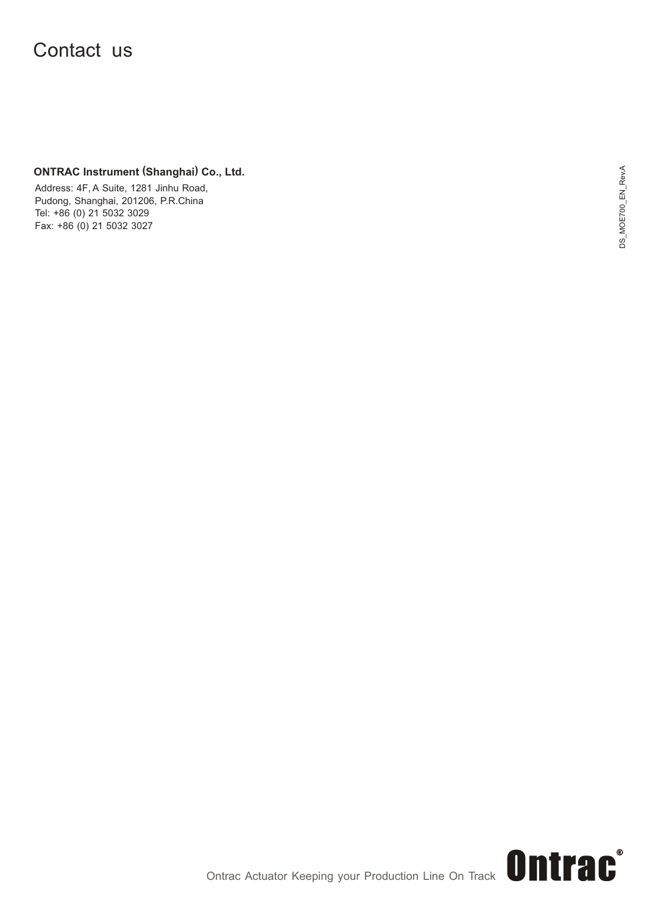# Contact us

**ONTRAC Instrument (Shanghai) Co., Ltd.**

Address: 4F, A Suite, 1281 Jinhu Road,
Pudong, Shanghai, 201206, P.R.China
Tel: +86 (0) 21 5032 3029
Fax: +86 (0) 21 5032 3027

DS_MOE700_EN_Rev.A

Ontrac Actuator Keeping your Production Line On Track **Ontrac®**